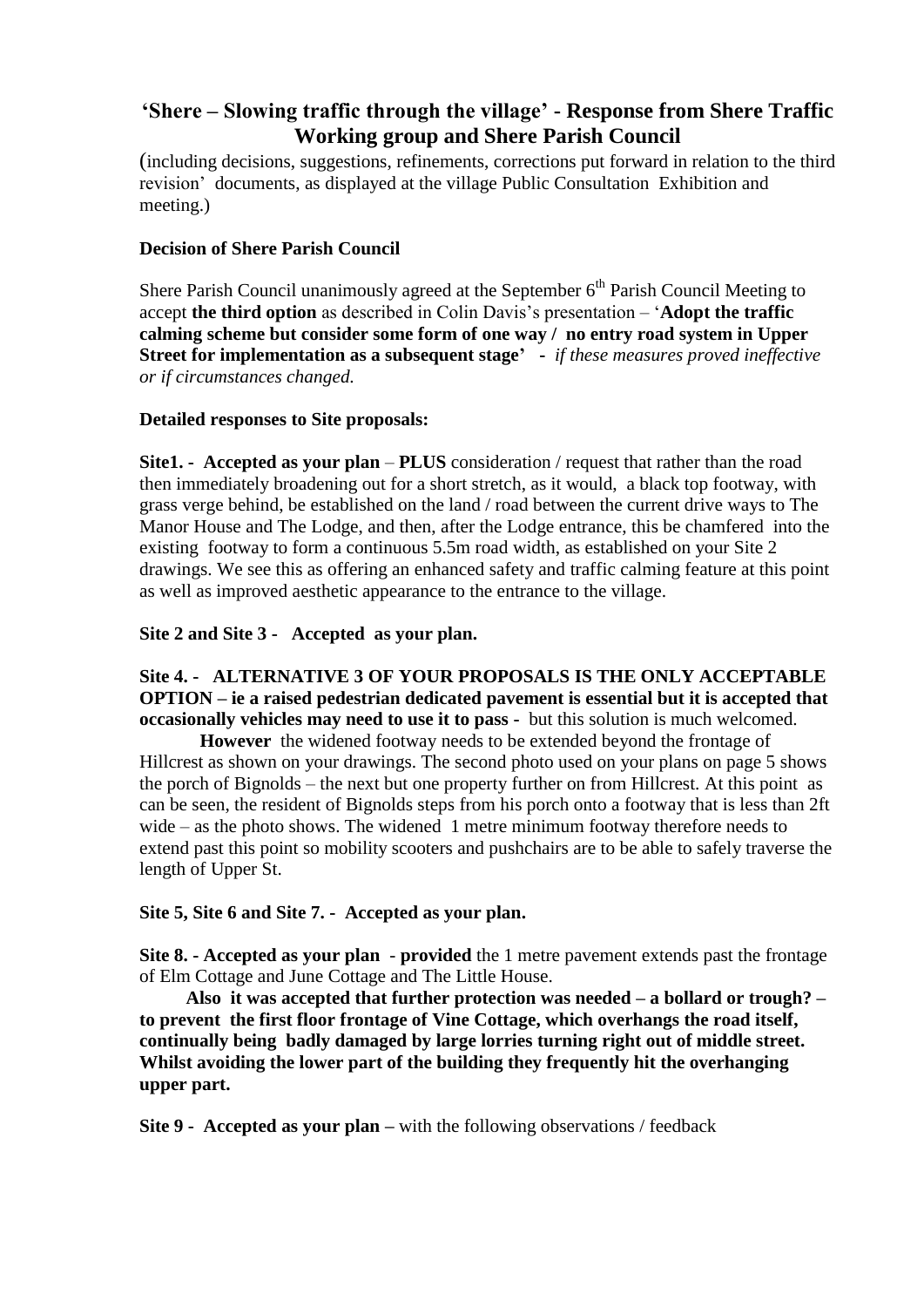# 'Shere – Slowing traffic through the village' - Response from Shere Traffic Working group and Shere Parish Council

(including decisions, suggestions, refinements, corrections put forward in relation to the third revision' documents, as displayed at the village Public Consultation Exhibition and meeting.)

**Decision of Shere Parish Council**

Shere Parish Council unanimously agreed at the September 6th Parish Council Meeting to accept **the third option** as described in Colin Davis's presentation – '**Adopt the traffic calming scheme but consider some form of one way / no entry road system in Upper Street for implementation as a subsequent stage'** - *if these measures proved ineffective or if circumstances changed.*

**Detailed responses to Site proposals:**

**Site1. - Accepted as your plan** – **PLUS** consideration / request that rather than the road then immediately broadening out for a short stretch, as it would, a black top footway, with grass verge behind, be established on the land / road between the current drive ways to The Manor House and The Lodge, and then, after the Lodge entrance, this be chamfered into the existing footway to form a continuous 5.5m road width, as established on your Site 2 drawings. We see this as offering an enhanced safety and traffic calming feature at this point as well as improved aesthetic appearance to the entrance to the village.

**Site 2 and Site 3 - Accepted as your plan.**

**Site 4. - ALTERNATIVE 3 OF YOUR PROPOSALS IS THE ONLY ACCEPTABLE OPTION – ie a raised pedestrian dedicated pavement is essential but it is accepted that occasionally vehicles may need to use it to pass -** but this solution is much welcomed.

**However** the widened footway needs to be extended beyond the frontage of Hillcrest as shown on your drawings. The second photo used on your plans on page 5 shows the porch of Bignolds – the next but one property further on from Hillcrest. At this point as can be seen, the resident of Bignolds steps from his porch onto a footway that is less than 2ft wide – as the photo shows. The widened 1 metre minimum footway therefore needs to extend past this point so mobility scooters and pushchairs are to be able to safely traverse the length of Upper St.

**Site 5, Site 6 and Site 7. - Accepted as your plan.**

**Site 8. - Accepted as your plan** - **provided** the 1 metre pavement extends past the frontage of Elm Cottage and June Cottage and The Little House.

**Also it was accepted that further protection was needed – a bollard or trough? – to prevent the first floor frontage of Vine Cottage, which overhangs the road itself, continually being badly damaged by large lorries turning right out of middle street. Whilst avoiding the lower part of the building they frequently hit the overhanging upper part.**

**Site 9 - Accepted as your plan –** with the following observations / feedback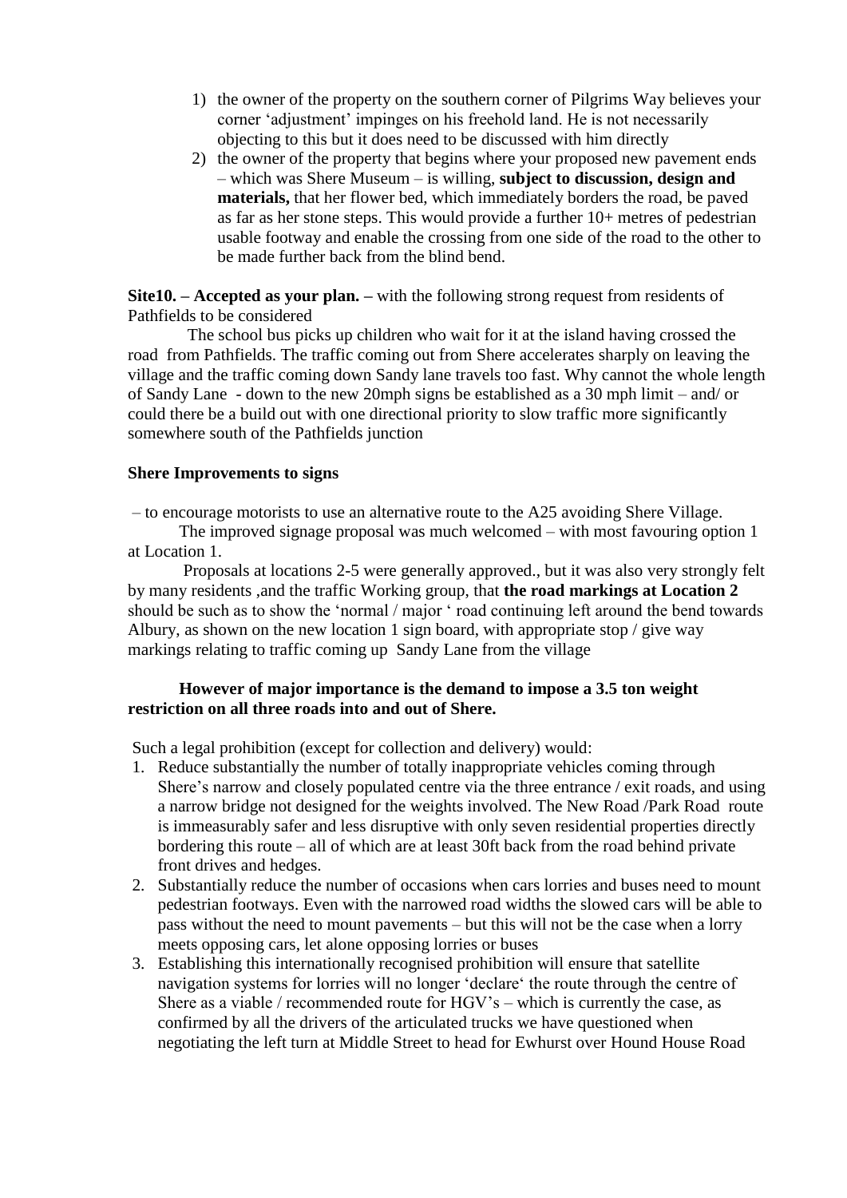1) the owner of the property on the southern corner of Pilgrims Way believes your corner 'adjustment' impinges on his freehold land. He is not necessarily objecting to this but it does need to be discussed with him directly
2) the owner of the property that begins where your proposed new pavement ends – which was Shere Museum – is willing, **subject to discussion, design and materials,** that her flower bed, which immediately borders the road, be paved as far as her stone steps. This would provide a further 10+ metres of pedestrian usable footway and enable the crossing from one side of the road to the other to be made further back from the blind bend.

**Site10. – Accepted as your plan. –** with the following strong request from residents of Pathfields to be considered

The school bus picks up children who wait for it at the island having crossed the road from Pathfields. The traffic coming out from Shere accelerates sharply on leaving the village and the traffic coming down Sandy lane travels too fast. Why cannot the whole length of Sandy Lane - down to the new 20mph signs be established as a 30 mph limit – and/ or could there be a build out with one directional priority to slow traffic more significantly somewhere south of the Pathfields junction

**Shere Improvements to signs**

– to encourage motorists to use an alternative route to the A25 avoiding Shere Village.

The improved signage proposal was much welcomed – with most favouring option 1 at Location 1.

Proposals at locations 2-5 were generally approved., but it was also very strongly felt by many residents ,and the traffic Working group, that **the road markings at Location 2** should be such as to show the 'normal / major ' road continuing left around the bend towards Albury, as shown on the new location 1 sign board, with appropriate stop / give way markings relating to traffic coming up Sandy Lane from the village

**However of major importance is the demand to impose a 3.5 ton weight restriction on all three roads into and out of Shere.**

Such a legal prohibition (except for collection and delivery) would:

1. Reduce substantially the number of totally inappropriate vehicles coming through Shere's narrow and closely populated centre via the three entrance / exit roads, and using a narrow bridge not designed for the weights involved. The New Road /Park Road route is immeasurably safer and less disruptive with only seven residential properties directly bordering this route – all of which are at least 30ft back from the road behind private front drives and hedges.
2. Substantially reduce the number of occasions when cars lorries and buses need to mount pedestrian footways. Even with the narrowed road widths the slowed cars will be able to pass without the need to mount pavements – but this will not be the case when a lorry meets opposing cars, let alone opposing lorries or buses
3. Establishing this internationally recognised prohibition will ensure that satellite navigation systems for lorries will no longer 'declare' the route through the centre of Shere as a viable / recommended route for HGV's – which is currently the case, as confirmed by all the drivers of the articulated trucks we have questioned when negotiating the left turn at Middle Street to head for Ewhurst over Hound House Road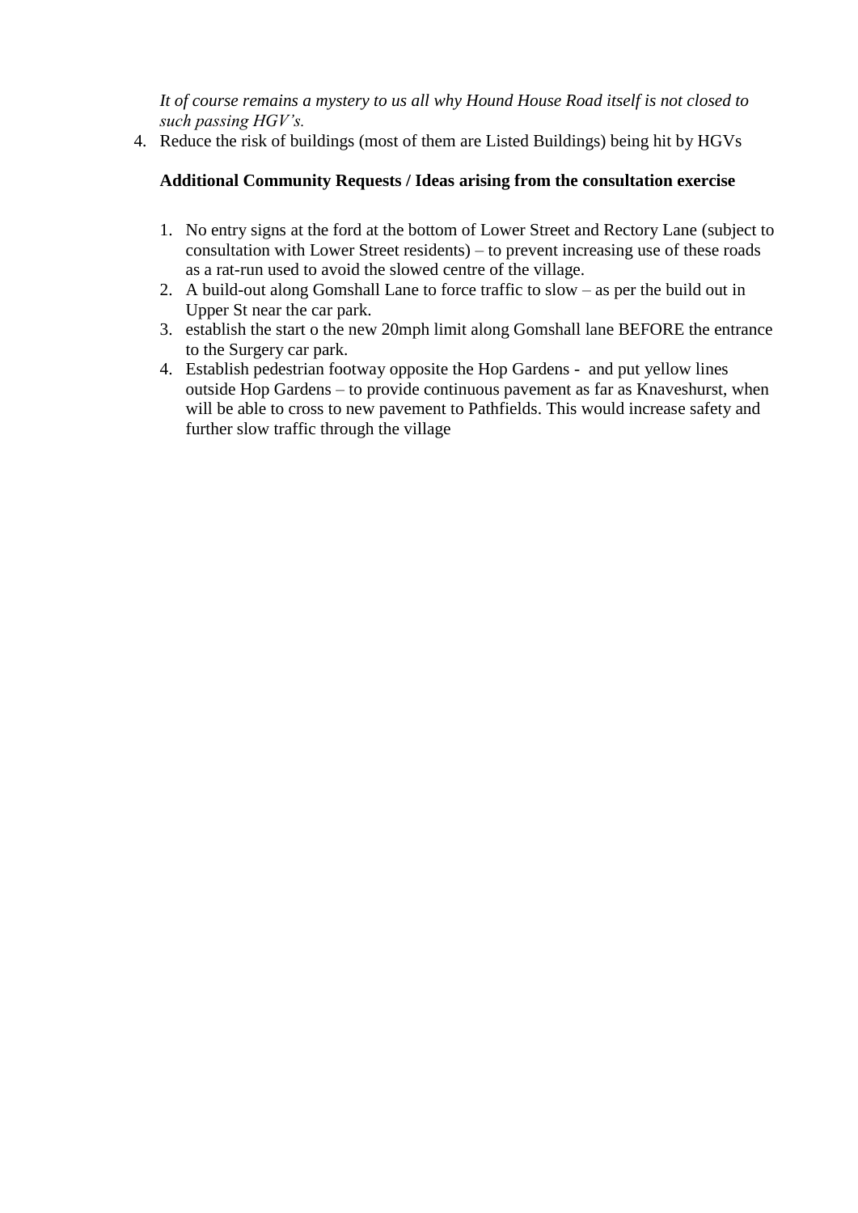*It of course remains a mystery to us all why Hound House Road itself is not closed to such passing HGV's.*

4. Reduce the risk of buildings (most of them are Listed Buildings) being hit by HGVs

**Additional Community Requests / Ideas arising from the consultation exercise**

1. No entry signs at the ford at the bottom of Lower Street and Rectory Lane (subject to consultation with Lower Street residents) – to prevent increasing use of these roads as a rat-run used to avoid the slowed centre of the village.
2. A build-out along Gomshall Lane to force traffic to slow – as per the build out in Upper St near the car park.
3. establish the start o the new 20mph limit along Gomshall lane BEFORE the entrance to the Surgery car park.
4. Establish pedestrian footway opposite the Hop Gardens - and put yellow lines outside Hop Gardens – to provide continuous pavement as far as Knaveshurst, when will be able to cross to new pavement to Pathfields. This would increase safety and further slow traffic through the village